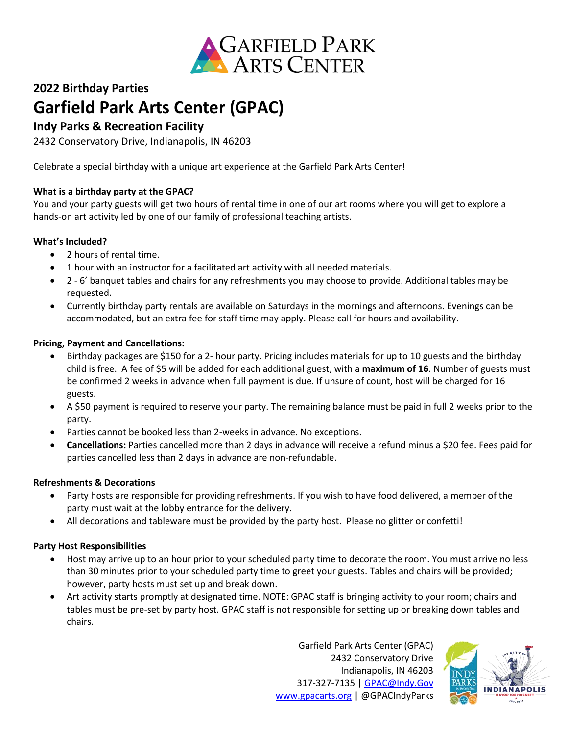**Garfield Park Arts Center**

**2022 Birthday Parties**

# Garfield Park Arts Center (GPAC)

## Indy Parks & Recreation Facility

2432 Conservatory Drive, Indianapolis, IN 46203

Celebrate a special birthday with a unique art experience at the Garfield Park Arts Center!

**What is a birthday party at the GPAC?**

You and your party guests will get two hours of rental time in one of our art rooms where you will get to explore a hands-on art activity led by one of our family of professional teaching artists.

**What's Included?**

- 2 hours of rental time.
- 1 hour with an instructor for a facilitated art activity with all needed materials.
- 2 - 6' banquet tables and chairs for any refreshments you may choose to provide. Additional tables may be requested.
- Currently birthday party rentals are available on Saturdays in the mornings and afternoons. Evenings can be accommodated, but an extra fee for staff time may apply. Please call for hours and availability.

**Pricing, Payment and Cancellations:**

- Birthday packages are $150 for a 2- hour party. Pricing includes materials for up to 10 guests and the birthday child is free. A fee of $5 will be added for each additional guest, with a **maximum of 16**. Number of guests must be confirmed 2 weeks in advance when full payment is due. If unsure of count, host will be charged for 16 guests.
- A $50 payment is required to reserve your party. The remaining balance must be paid in full 2 weeks prior to the party.
- Parties cannot be booked less than 2-weeks in advance. No exceptions.
- **Cancellations:** Parties cancelled more than 2 days in advance will receive a refund minus a $20 fee. Fees paid for parties cancelled less than 2 days in advance are non-refundable.

**Refreshments & Decorations**

- Party hosts are responsible for providing refreshments. If you wish to have food delivered, a member of the party must wait at the lobby entrance for the delivery.
- All decorations and tableware must be provided by the party host. Please no glitter or confetti!

**Party Host Responsibilities**

- Host may arrive up to an hour prior to your scheduled party time to decorate the room. You must arrive no less than 30 minutes prior to your scheduled party time to greet your guests. Tables and chairs will be provided; however, party hosts must set up and break down.
- Art activity starts promptly at designated time. NOTE: GPAC staff is bringing activity to your room; chairs and tables must be pre-set by party host. GPAC staff is not responsible for setting up or breaking down tables and chairs.

Garfield Park Arts Center (GPAC)
2432 Conservatory Drive
Indianapolis, IN 46203
317-327-7135 | GPAC@Indy.Gov
www.gpacarts.org | @GPACIndyParks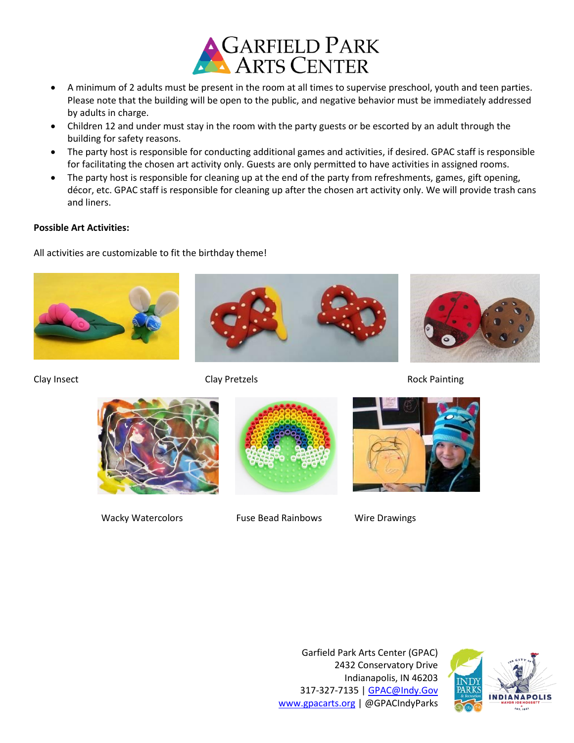# Garfield Park Arts Center

- A minimum of 2 adults must be present in the room at all times to supervise preschool, youth and teen parties. Please note that the building will be open to the public, and negative behavior must be immediately addressed by adults in charge.
- Children 12 and under must stay in the room with the party guests or be escorted by an adult through the building for safety reasons.
- The party host is responsible for conducting additional games and activities, if desired. GPAC staff is responsible for facilitating the chosen art activity only. Guests are only permitted to have activities in assigned rooms.
- The party host is responsible for cleaning up at the end of the party from refreshments, games, gift opening, décor, etc. GPAC staff is responsible for cleaning up after the chosen art activity only. We will provide trash cans and liners.

**Possible Art Activities:**

All activities are customizable to fit the birthday theme!

Clay Insect

Clay Pretzels

Rock Painting

Wacky Watercolors

Fuse Bead Rainbows

Wire Drawings

Garfield Park Arts Center (GPAC)
2432 Conservatory Drive
Indianapolis, IN 46203
317-327-7135 | GPAC@Indy.Gov
www.gpacarts.org | @GPACIndyParks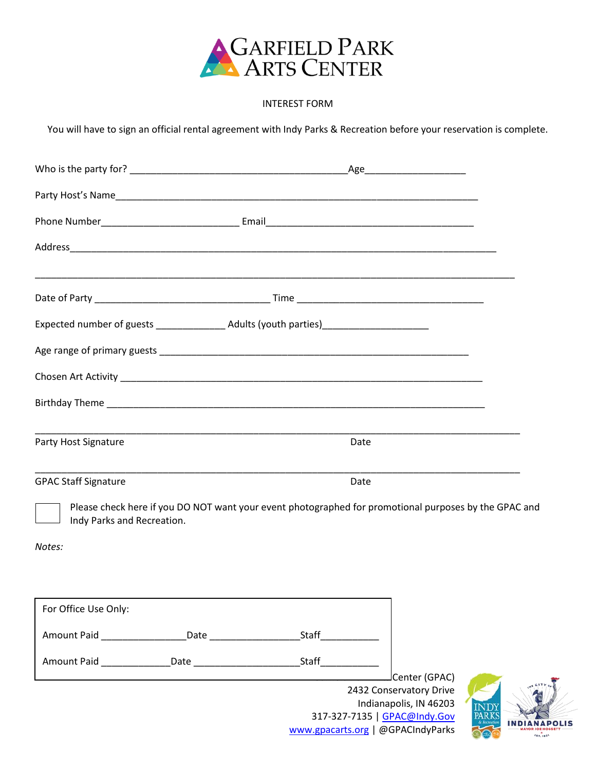# GARFIELD PARK ARTS CENTER

INTEREST FORM

You will have to sign an official rental agreement with Indy Parks & Recreation before your reservation is complete.

Who is the party for? __________________________________________Age___________________

Party Host's Name______________________________________________________________________

Phone Number__________________________ Email________________________________________

Address___________________________________________________________________________________

___________________________________________________________________________________________

Date of Party __________________________________ Time ____________________________________

Expected number of guests _____________ Adults (youth parties)___________________

Age range of primary guests ____________________________________________________________

Chosen Art Activity _______________________________________________________________________

Birthday Theme ___________________________________________________________________________

___________________________________________________________________________________________

Party Host Signature Date

___________________________________________________________________________________________

GPAC Staff Signature Date

☐ Please check here if you DO NOT want your event photographed for promotional purposes by the GPAC and Indy Parks and Recreation.

*Notes:*

| For Office Use Only: | | |
|---|---|---|
| Amount Paid ________________ | Date __________________ | Staff____________ |
| Amount Paid ______________ | Date _____________________ | Staff____________ |

Center (GPAC)
2432 Conservatory Drive
Indianapolis, IN 46203
317-327-7135 | GPAC@Indy.Gov
www.gpacarts.org | @GPACIndyParks